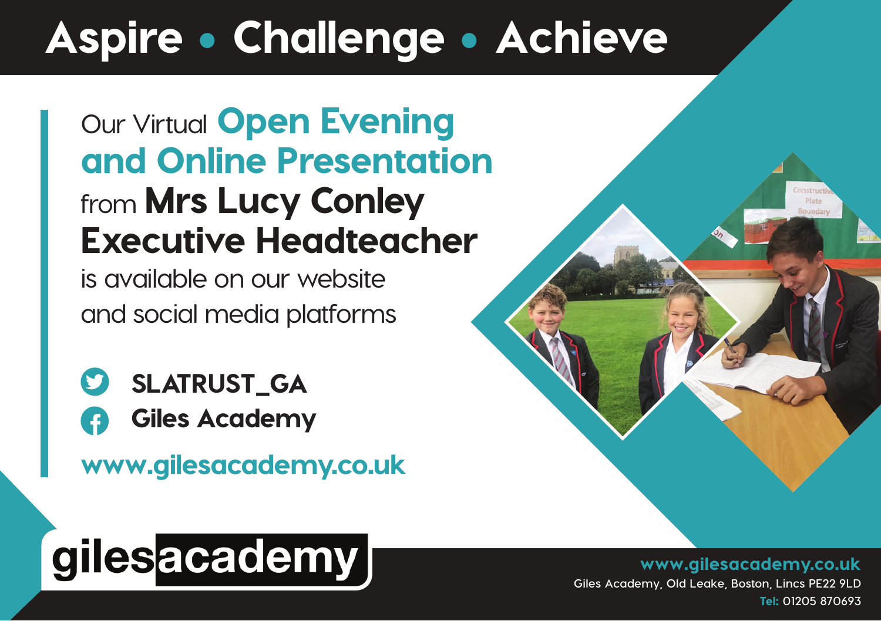# Aspire • Challenge • Achieve

## Our Virtual **Open Evening and Online Presentation** from **Mrs Lucy Conley Executive Headteacher**

is available on our website and social media platforms

**SLATRUST_GA**

**Giles Academy**

**www.gilesacademy.co.uk**

gilesacademy

**www.gilesacademy.co.uk**

Giles Academy, Old Leake, Boston, Lincs PE22 9LD

**Tel:** 01205 870693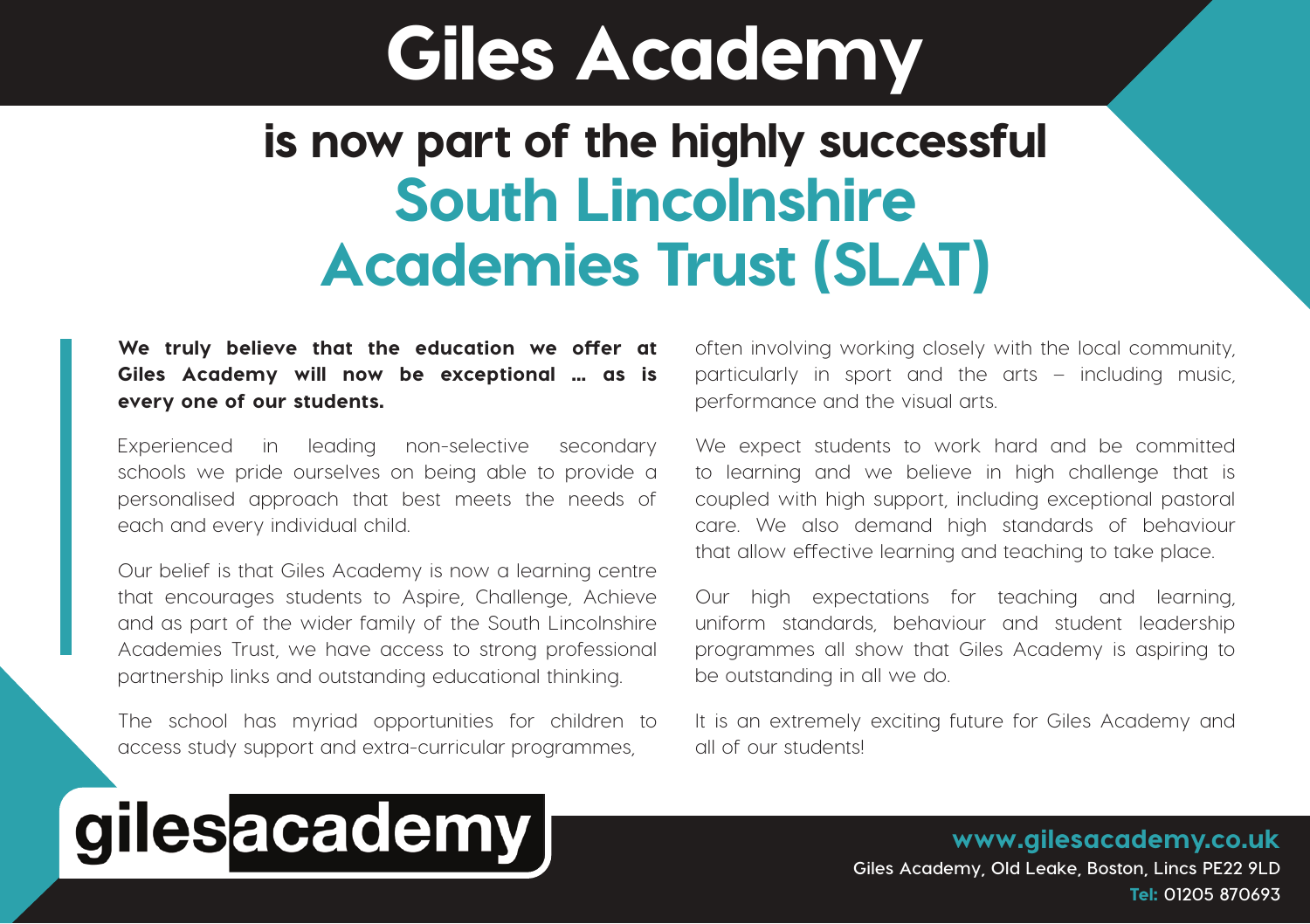# Giles Academy

## is now part of the highly successful South Lincolnshire Academies Trust (SLAT)

**We truly believe that the education we offer at Giles Academy will now be exceptional … as is every one of our students.**

Experienced in leading non-selective secondary schools we pride ourselves on being able to provide a personalised approach that best meets the needs of each and every individual child.

Our belief is that Giles Academy is now a learning centre that encourages students to Aspire, Challenge, Achieve and as part of the wider family of the South Lincolnshire Academies Trust, we have access to strong professional partnership links and outstanding educational thinking.

The school has myriad opportunities for children to access study support and extra-curricular programmes, often involving working closely with the local community, particularly in sport and the arts – including music, performance and the visual arts.

We expect students to work hard and be committed to learning and we believe in high challenge that is coupled with high support, including exceptional pastoral care. We also demand high standards of behaviour that allow effective learning and teaching to take place.

Our high expectations for teaching and learning, uniform standards, behaviour and student leadership programmes all show that Giles Academy is aspiring to be outstanding in all we do.

It is an extremely exciting future for Giles Academy and all of our students!

gilesacademy

**www.gilesacademy.co.uk**
Giles Academy, Old Leake, Boston, Lincs PE22 9LD
**Tel:** 01205 870693